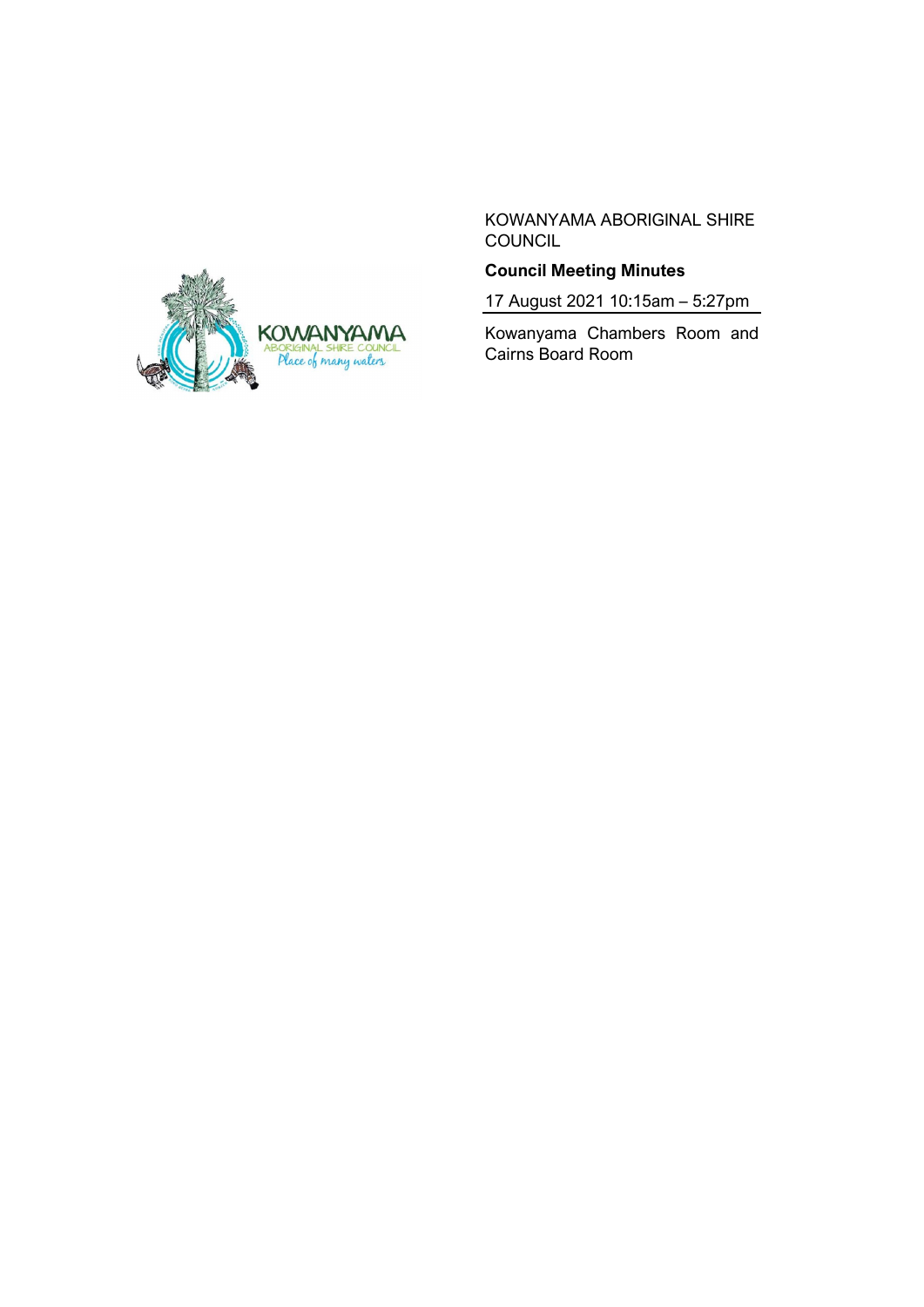KOWANYAMA ABORIGINAL SHIRE COUNCIL

**Council Meeting Minutes**

17 August 2021 10:15am – 5:27pm

Kowanyama Chambers Room and Cairns Board Room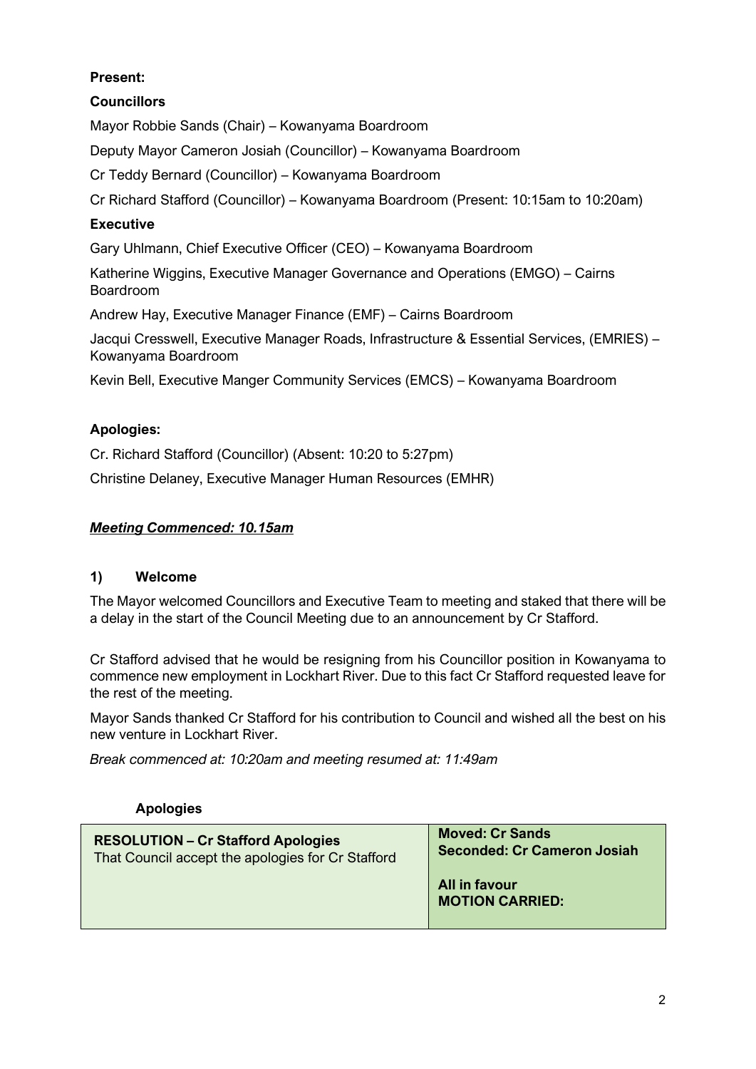**Present:**

**Councillors**

Mayor Robbie Sands (Chair) – Kowanyama Boardroom

Deputy Mayor Cameron Josiah (Councillor) – Kowanyama Boardroom

Cr Teddy Bernard (Councillor) – Kowanyama Boardroom

Cr Richard Stafford (Councillor) – Kowanyama Boardroom (Present: 10:15am to 10:20am)

**Executive**

Gary Uhlmann, Chief Executive Officer (CEO) – Kowanyama Boardroom

Katherine Wiggins, Executive Manager Governance and Operations (EMGO) – Cairns Boardroom

Andrew Hay, Executive Manager Finance (EMF) – Cairns Boardroom

Jacqui Cresswell, Executive Manager Roads, Infrastructure & Essential Services, (EMRIES) – Kowanyama Boardroom

Kevin Bell, Executive Manger Community Services (EMCS) – Kowanyama Boardroom

**Apologies:**

Cr. Richard Stafford (Councillor) (Absent: 10:20 to 5:27pm)

Christine Delaney, Executive Manager Human Resources (EMHR)

***Meeting Commenced: 10.15am***

## 1) Welcome

The Mayor welcomed Councillors and Executive Team to meeting and staked that there will be a delay in the start of the Council Meeting due to an announcement by Cr Stafford.

Cr Stafford advised that he would be resigning from his Councillor position in Kowanyama to commence new employment in Lockhart River. Due to this fact Cr Stafford requested leave for the rest of the meeting.

Mayor Sands thanked Cr Stafford for his contribution to Council and wished all the best on his new venture in Lockhart River.

*Break commenced at: 10:20am and meeting resumed at: 11:49am*

**Apologies**

| **RESOLUTION – Cr Stafford Apologies**<br>That Council accept the apologies for Cr Stafford | **Moved: Cr Sands**<br>**Seconded: Cr Cameron Josiah**<br><br>**All in favour**<br>**MOTION CARRIED:** |
|---|---|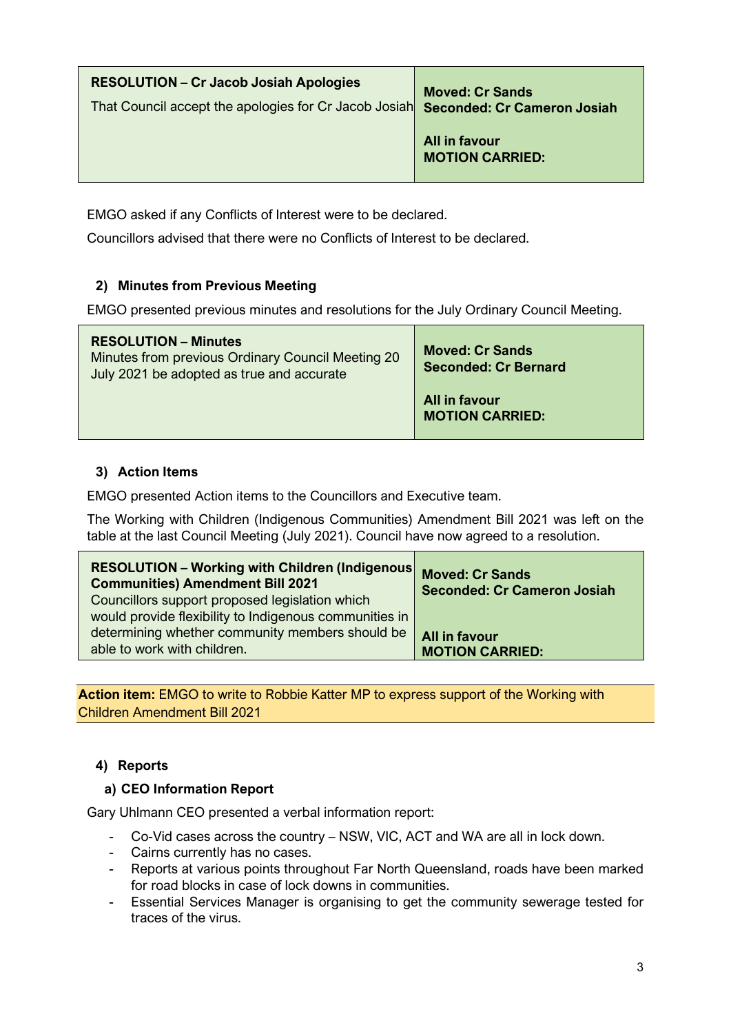| **RESOLUTION – Cr Jacob Josiah Apologies**<br>That Council accept the apologies for Cr Jacob Josiah | **Moved: Cr Sands**<br>**Seconded: Cr Cameron Josiah**<br><br>**All in favour**<br>**MOTION CARRIED:** |
|---|---|

EMGO asked if any Conflicts of Interest were to be declared.

Councillors advised that there were no Conflicts of Interest to be declared.

### 2) Minutes from Previous Meeting

EMGO presented previous minutes and resolutions for the July Ordinary Council Meeting.

| **RESOLUTION – Minutes**<br>Minutes from previous Ordinary Council Meeting 20 July 2021 be adopted as true and accurate | **Moved: Cr Sands**<br>**Seconded: Cr Bernard**<br><br>**All in favour**<br>**MOTION CARRIED:** |
|---|---|

### 3) Action Items

EMGO presented Action items to the Councillors and Executive team.

The Working with Children (Indigenous Communities) Amendment Bill 2021 was left on the table at the last Council Meeting (July 2021). Council have now agreed to a resolution.

| **RESOLUTION – Working with Children (Indigenous Communities) Amendment Bill 2021**<br>Councillors support proposed legislation which would provide flexibility to Indigenous communities in determining whether community members should be able to work with children. | **Moved: Cr Sands**<br>**Seconded: Cr Cameron Josiah**<br><br>**All in favour**<br>**MOTION CARRIED:** |
|---|---|

**Action item:** EMGO to write to Robbie Katter MP to express support of the Working with Children Amendment Bill 2021

### 4) Reports

#### a) CEO Information Report

Gary Uhlmann CEO presented a verbal information report:

- Co-Vid cases across the country – NSW, VIC, ACT and WA are all in lock down.
- Cairns currently has no cases.
- Reports at various points throughout Far North Queensland, roads have been marked for road blocks in case of lock downs in communities.
- Essential Services Manager is organising to get the community sewerage tested for traces of the virus.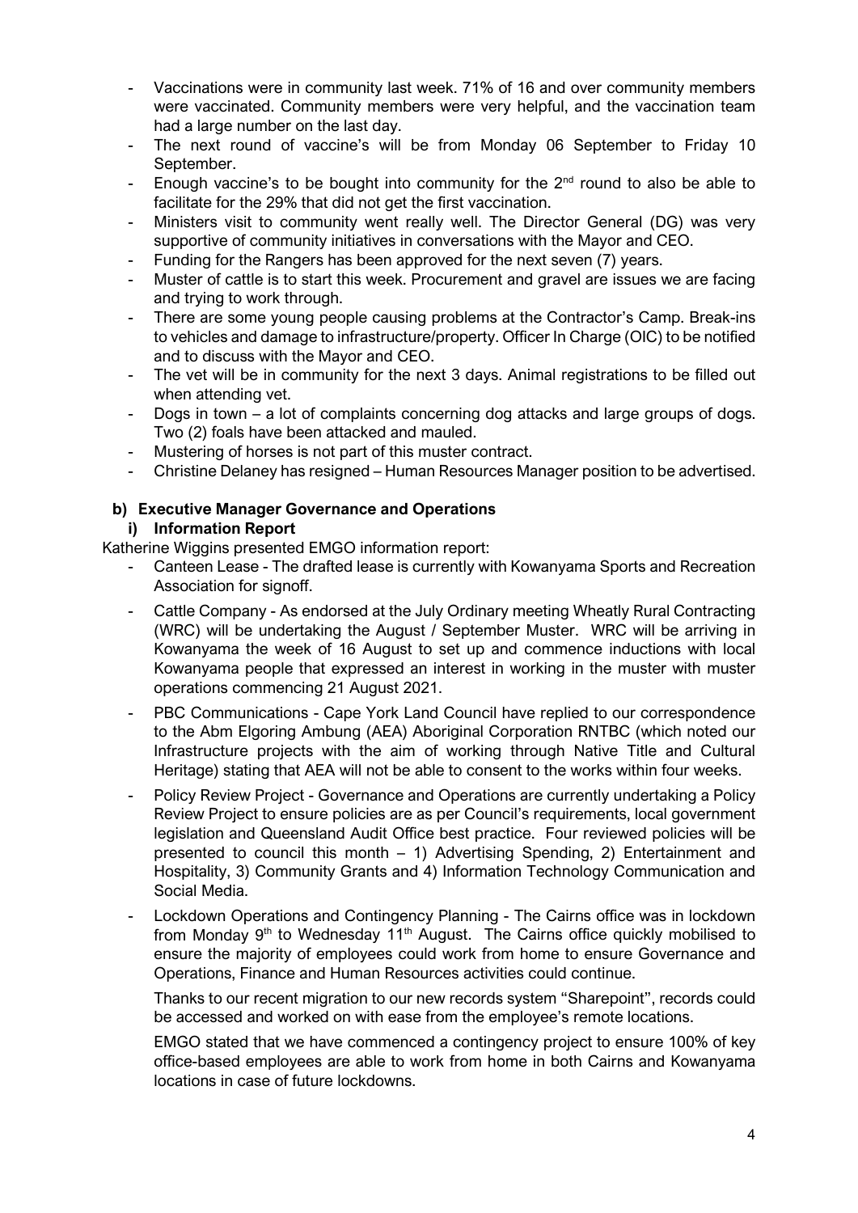- Vaccinations were in community last week. 71% of 16 and over community members were vaccinated. Community members were very helpful, and the vaccination team had a large number on the last day.
- The next round of vaccine's will be from Monday 06 September to Friday 10 September.
- Enough vaccine's to be bought into community for the 2nd round to also be able to facilitate for the 29% that did not get the first vaccination.
- Ministers visit to community went really well. The Director General (DG) was very supportive of community initiatives in conversations with the Mayor and CEO.
- Funding for the Rangers has been approved for the next seven (7) years.
- Muster of cattle is to start this week. Procurement and gravel are issues we are facing and trying to work through.
- There are some young people causing problems at the Contractor's Camp. Break-ins to vehicles and damage to infrastructure/property. Officer In Charge (OIC) to be notified and to discuss with the Mayor and CEO.
- The vet will be in community for the next 3 days. Animal registrations to be filled out when attending vet.
- Dogs in town – a lot of complaints concerning dog attacks and large groups of dogs. Two (2) foals have been attacked and mauled.
- Mustering of horses is not part of this muster contract.
- Christine Delaney has resigned – Human Resources Manager position to be advertised.

### b) Executive Manager Governance and Operations

#### i) Information Report

Katherine Wiggins presented EMGO information report:

- Canteen Lease - The drafted lease is currently with Kowanyama Sports and Recreation Association for signoff.
- Cattle Company - As endorsed at the July Ordinary meeting Wheatly Rural Contracting (WRC) will be undertaking the August / September Muster. WRC will be arriving in Kowanyama the week of 16 August to set up and commence inductions with local Kowanyama people that expressed an interest in working in the muster with muster operations commencing 21 August 2021.
- PBC Communications - Cape York Land Council have replied to our correspondence to the Abm Elgoring Ambung (AEA) Aboriginal Corporation RNTBC (which noted our Infrastructure projects with the aim of working through Native Title and Cultural Heritage) stating that AEA will not be able to consent to the works within four weeks.
- Policy Review Project - Governance and Operations are currently undertaking a Policy Review Project to ensure policies are as per Council's requirements, local government legislation and Queensland Audit Office best practice. Four reviewed policies will be presented to council this month – 1) Advertising Spending, 2) Entertainment and Hospitality, 3) Community Grants and 4) Information Technology Communication and Social Media.
- Lockdown Operations and Contingency Planning - The Cairns office was in lockdown from Monday 9th to Wednesday 11th August. The Cairns office quickly mobilised to ensure the majority of employees could work from home to ensure Governance and Operations, Finance and Human Resources activities could continue.

  Thanks to our recent migration to our new records system "Sharepoint", records could be accessed and worked on with ease from the employee's remote locations.

  EMGO stated that we have commenced a contingency project to ensure 100% of key office-based employees are able to work from home in both Cairns and Kowanyama locations in case of future lockdowns.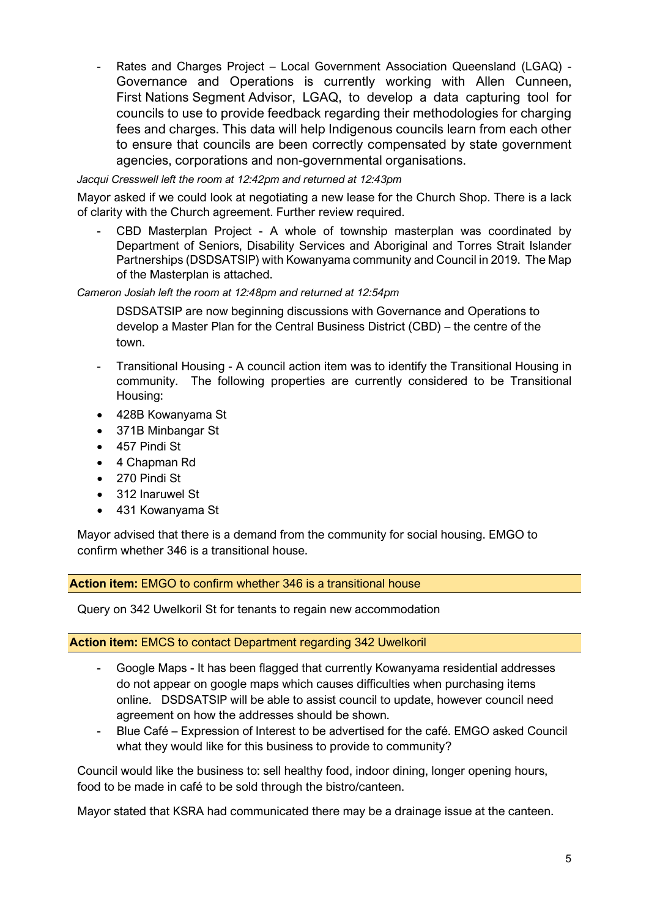- Rates and Charges Project – Local Government Association Queensland (LGAQ) - Governance and Operations is currently working with Allen Cunneen, First Nations Segment Advisor, LGAQ, to develop a data capturing tool for councils to use to provide feedback regarding their methodologies for charging fees and charges. This data will help Indigenous councils learn from each other to ensure that councils are been correctly compensated by state government agencies, corporations and non-governmental organisations.

*Jacqui Cresswell left the room at 12:42pm and returned at 12:43pm*

Mayor asked if we could look at negotiating a new lease for the Church Shop. There is a lack of clarity with the Church agreement. Further review required.

- CBD Masterplan Project - A whole of township masterplan was coordinated by Department of Seniors, Disability Services and Aboriginal and Torres Strait Islander Partnerships (DSDSATSIP) with Kowanyama community and Council in 2019. The Map of the Masterplan is attached.

*Cameron Josiah left the room at 12:48pm and returned at 12:54pm*

DSDSATSIP are now beginning discussions with Governance and Operations to develop a Master Plan for the Central Business District (CBD) – the centre of the town.

- Transitional Housing - A council action item was to identify the Transitional Housing in community. The following properties are currently considered to be Transitional Housing:
  - 428B Kowanyama St
  - 371B Minbangar St
  - 457 Pindi St
  - 4 Chapman Rd
  - 270 Pindi St
  - 312 Inaruwel St
  - 431 Kowanyama St

Mayor advised that there is a demand from the community for social housing. EMGO to confirm whether 346 is a transitional house.

**Action item:** EMGO to confirm whether 346 is a transitional house

Query on 342 Uwelkoril St for tenants to regain new accommodation

**Action item:** EMCS to contact Department regarding 342 Uwelkoril

- Google Maps - It has been flagged that currently Kowanyama residential addresses do not appear on google maps which causes difficulties when purchasing items online. DSDSATSIP will be able to assist council to update, however council need agreement on how the addresses should be shown.
- Blue Café – Expression of Interest to be advertised for the café. EMGO asked Council what they would like for this business to provide to community?

Council would like the business to: sell healthy food, indoor dining, longer opening hours, food to be made in café to be sold through the bistro/canteen.

Mayor stated that KSRA had communicated there may be a drainage issue at the canteen.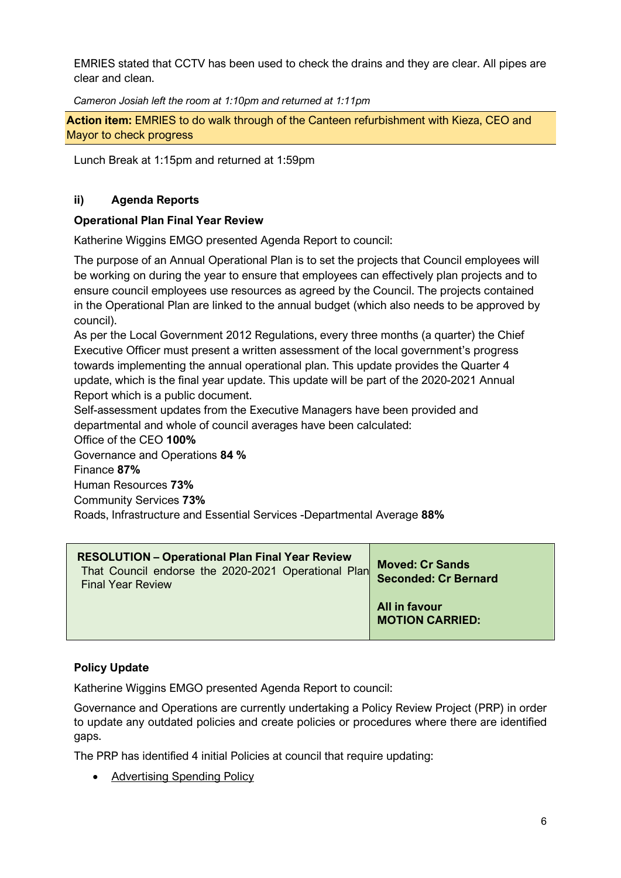EMRIES stated that CCTV has been used to check the drains and they are clear. All pipes are clear and clean.

*Cameron Josiah left the room at 1:10pm and returned at 1:11pm*

**Action item:** EMRIES to do walk through of the Canteen refurbishment with Kieza, CEO and Mayor to check progress

Lunch Break at 1:15pm and returned at 1:59pm

### ii) Agenda Reports

**Operational Plan Final Year Review**

Katherine Wiggins EMGO presented Agenda Report to council:

The purpose of an Annual Operational Plan is to set the projects that Council employees will be working on during the year to ensure that employees can effectively plan projects and to ensure council employees use resources as agreed by the Council. The projects contained in the Operational Plan are linked to the annual budget (which also needs to be approved by council).
As per the Local Government 2012 Regulations, every three months (a quarter) the Chief Executive Officer must present a written assessment of the local government's progress towards implementing the annual operational plan. This update provides the Quarter 4 update, which is the final year update. This update will be part of the 2020-2021 Annual Report which is a public document.
Self-assessment updates from the Executive Managers have been provided and departmental and whole of council averages have been calculated:
Office of the CEO **100%**
Governance and Operations **84 %**
Finance **87%**
Human Resources **73%**
Community Services **73%**
Roads, Infrastructure and Essential Services -Departmental Average **88%**

| **RESOLUTION – Operational Plan Final Year Review**<br>That Council endorse the 2020-2021 Operational Plan Final Year Review | **Moved: Cr Sands**<br>**Seconded: Cr Bernard**<br><br>**All in favour**<br>**MOTION CARRIED:** |
|---|---|

**Policy Update**

Katherine Wiggins EMGO presented Agenda Report to council:

Governance and Operations are currently undertaking a Policy Review Project (PRP) in order to update any outdated policies and create policies or procedures where there are identified gaps.

The PRP has identified 4 initial Policies at council that require updating:

- Advertising Spending Policy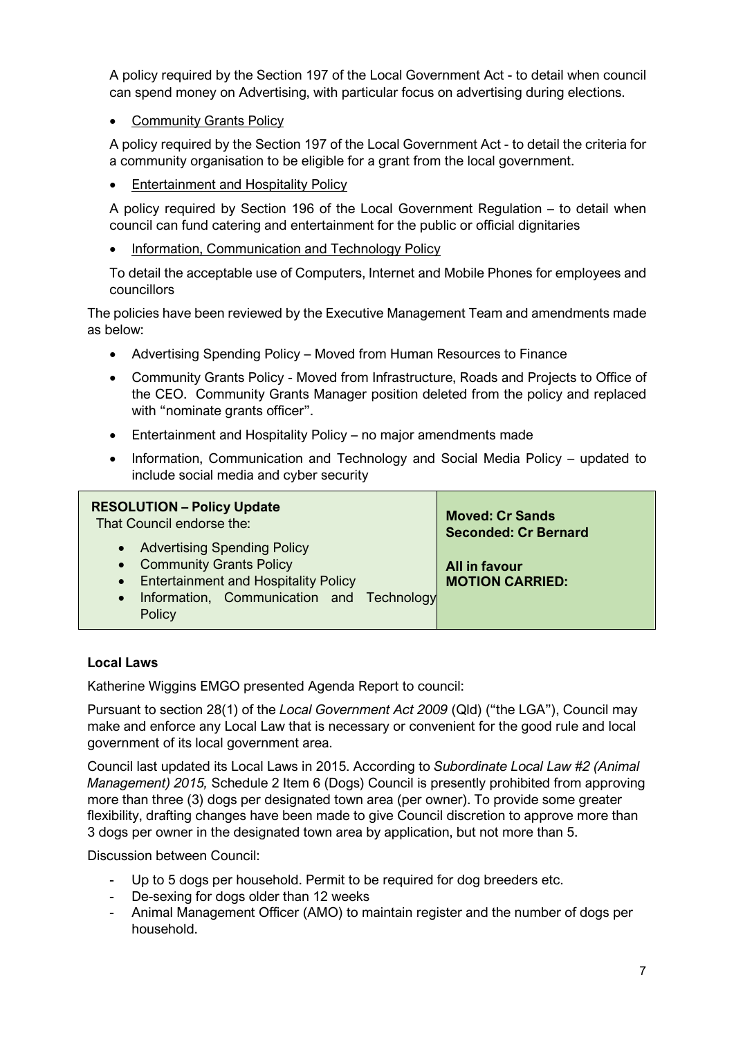A policy required by the Section 197 of the Local Government Act - to detail when council can spend money on Advertising, with particular focus on advertising during elections.

- Community Grants Policy

A policy required by the Section 197 of the Local Government Act - to detail the criteria for a community organisation to be eligible for a grant from the local government.

- Entertainment and Hospitality Policy

A policy required by Section 196 of the Local Government Regulation – to detail when council can fund catering and entertainment for the public or official dignitaries

- Information, Communication and Technology Policy

To detail the acceptable use of Computers, Internet and Mobile Phones for employees and councillors

The policies have been reviewed by the Executive Management Team and amendments made as below:

- Advertising Spending Policy – Moved from Human Resources to Finance
- Community Grants Policy - Moved from Infrastructure, Roads and Projects to Office of the CEO. Community Grants Manager position deleted from the policy and replaced with "nominate grants officer".
- Entertainment and Hospitality Policy – no major amendments made
- Information, Communication and Technology and Social Media Policy – updated to include social media and cyber security

| **RESOLUTION – Policy Update**<br>That Council endorse the:<br>• Advertising Spending Policy<br>• Community Grants Policy<br>• Entertainment and Hospitality Policy<br>• Information, Communication and Technology Policy | **Moved: Cr Sands**<br>**Seconded: Cr Bernard**<br><br>**All in favour**<br>**MOTION CARRIED:** |
|---|---|

**Local Laws**

Katherine Wiggins EMGO presented Agenda Report to council:

Pursuant to section 28(1) of the *Local Government Act 2009* (Qld) ("the LGA"), Council may make and enforce any Local Law that is necessary or convenient for the good rule and local government of its local government area.

Council last updated its Local Laws in 2015. According to *Subordinate Local Law #2 (Animal Management) 2015,* Schedule 2 Item 6 (Dogs) Council is presently prohibited from approving more than three (3) dogs per designated town area (per owner). To provide some greater flexibility, drafting changes have been made to give Council discretion to approve more than 3 dogs per owner in the designated town area by application, but not more than 5.

Discussion between Council:

- Up to 5 dogs per household. Permit to be required for dog breeders etc.
- De-sexing for dogs older than 12 weeks
- Animal Management Officer (AMO) to maintain register and the number of dogs per household.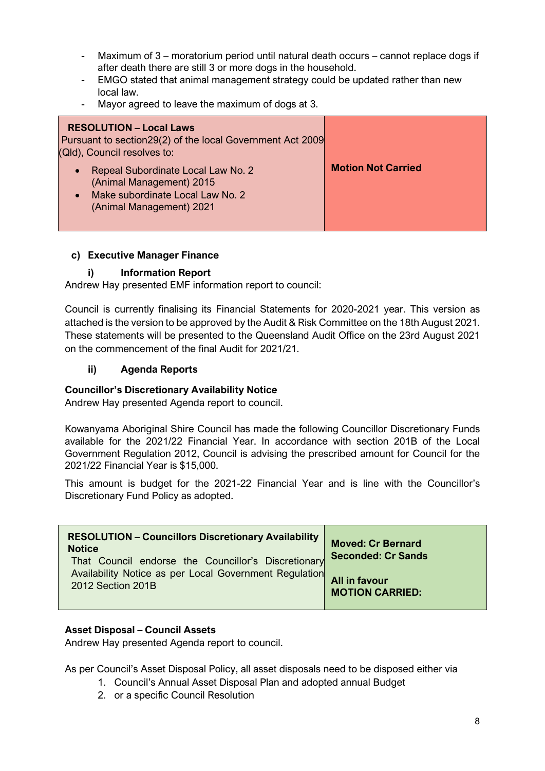- Maximum of 3 – moratorium period until natural death occurs – cannot replace dogs if after death there are still 3 or more dogs in the household.
- EMGO stated that animal management strategy could be updated rather than new local law.
- Mayor agreed to leave the maximum of dogs at 3.

| **RESOLUTION – Local Laws**<br>Pursuant to section29(2) of the local Government Act 2009 (Qld), Council resolves to:<br>• Repeal Subordinate Local Law No. 2 (Animal Management) 2015<br>• Make subordinate Local Law No. 2 (Animal Management) 2021 | **Motion Not Carried** |
|---|---|

**c) Executive Manager Finance**

**i) Information Report**

Andrew Hay presented EMF information report to council:

Council is currently finalising its Financial Statements for 2020-2021 year. This version as attached is the version to be approved by the Audit & Risk Committee on the 18th August 2021. These statements will be presented to the Queensland Audit Office on the 23rd August 2021 on the commencement of the final Audit for 2021/21.

**ii) Agenda Reports**

**Councillor's Discretionary Availability Notice**

Andrew Hay presented Agenda report to council.

Kowanyama Aboriginal Shire Council has made the following Councillor Discretionary Funds available for the 2021/22 Financial Year. In accordance with section 201B of the Local Government Regulation 2012, Council is advising the prescribed amount for Council for the 2021/22 Financial Year is $15,000.

This amount is budget for the 2021-22 Financial Year and is line with the Councillor's Discretionary Fund Policy as adopted.

| **RESOLUTION – Councillors Discretionary Availability Notice**<br>That Council endorse the Councillor's Discretionary Availability Notice as per Local Government Regulation 2012 Section 201B | **Moved: Cr Bernard**<br>**Seconded: Cr Sands**<br><br>**All in favour**<br>**MOTION CARRIED:** |
|---|---|

**Asset Disposal – Council Assets**

Andrew Hay presented Agenda report to council.

As per Council's Asset Disposal Policy, all asset disposals need to be disposed either via

1. Council's Annual Asset Disposal Plan and adopted annual Budget
2. or a specific Council Resolution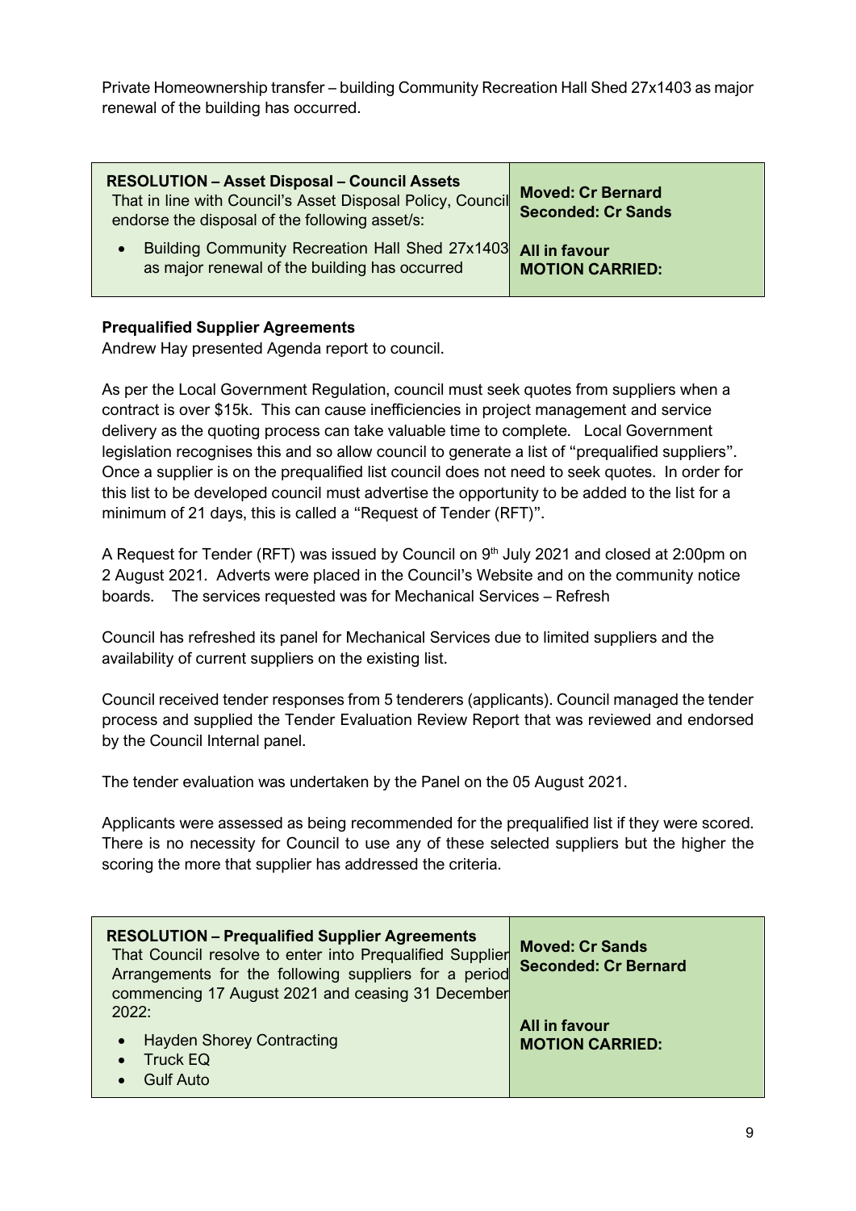Private Homeownership transfer – building Community Recreation Hall Shed 27x1403 as major renewal of the building has occurred.

| **RESOLUTION – Asset Disposal – Council Assets**<br>That in line with Council's Asset Disposal Policy, Council endorse the disposal of the following asset/s:<br>• Building Community Recreation Hall Shed 27x1403 as major renewal of the building has occurred | **Moved: Cr Bernard**<br>**Seconded: Cr Sands**<br>**All in favour**<br>**MOTION CARRIED:** |
|---|---|

**Prequalified Supplier Agreements**

Andrew Hay presented Agenda report to council.

As per the Local Government Regulation, council must seek quotes from suppliers when a contract is over $15k. This can cause inefficiencies in project management and service delivery as the quoting process can take valuable time to complete. Local Government legislation recognises this and so allow council to generate a list of "prequalified suppliers". Once a supplier is on the prequalified list council does not need to seek quotes. In order for this list to be developed council must advertise the opportunity to be added to the list for a minimum of 21 days, this is called a "Request of Tender (RFT)".

A Request for Tender (RFT) was issued by Council on 9th July 2021 and closed at 2:00pm on 2 August 2021. Adverts were placed in the Council's Website and on the community notice boards. The services requested was for Mechanical Services – Refresh

Council has refreshed its panel for Mechanical Services due to limited suppliers and the availability of current suppliers on the existing list.

Council received tender responses from 5 tenderers (applicants). Council managed the tender process and supplied the Tender Evaluation Review Report that was reviewed and endorsed by the Council Internal panel.

The tender evaluation was undertaken by the Panel on the 05 August 2021.

Applicants were assessed as being recommended for the prequalified list if they were scored. There is no necessity for Council to use any of these selected suppliers but the higher the scoring the more that supplier has addressed the criteria.

| **RESOLUTION – Prequalified Supplier Agreements**<br>That Council resolve to enter into Prequalified Supplier Arrangements for the following suppliers for a period commencing 17 August 2021 and ceasing 31 December 2022:<br>• Hayden Shorey Contracting<br>• Truck EQ<br>• Gulf Auto | **Moved: Cr Sands**<br>**Seconded: Cr Bernard**<br>**All in favour**<br>**MOTION CARRIED:** |
|---|---|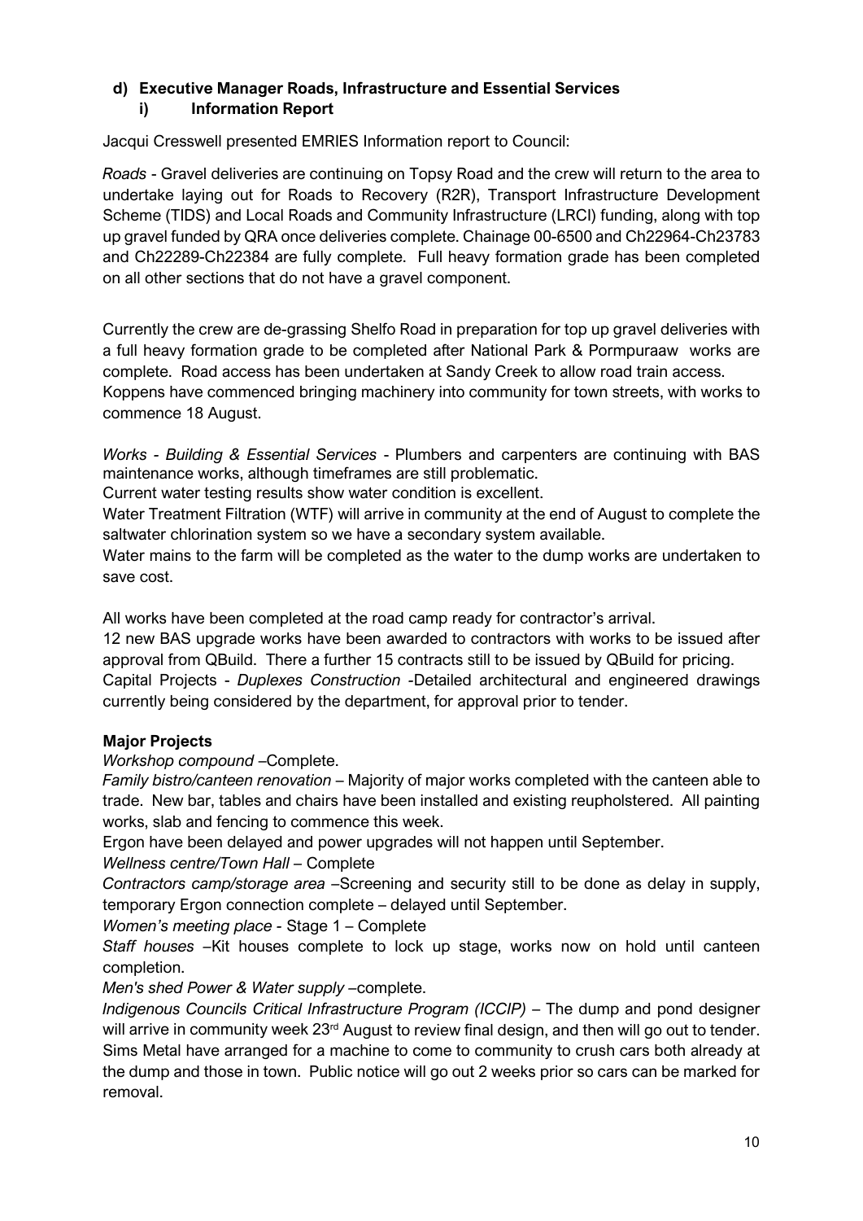### d) Executive Manager Roads, Infrastructure and Essential Services

#### i) Information Report

Jacqui Cresswell presented EMRIES Information report to Council:

*Roads* - Gravel deliveries are continuing on Topsy Road and the crew will return to the area to undertake laying out for Roads to Recovery (R2R), Transport Infrastructure Development Scheme (TIDS) and Local Roads and Community Infrastructure (LRCI) funding, along with top up gravel funded by QRA once deliveries complete. Chainage 00-6500 and Ch22964-Ch23783 and Ch22289-Ch22384 are fully complete. Full heavy formation grade has been completed on all other sections that do not have a gravel component.

Currently the crew are de-grassing Shelfo Road in preparation for top up gravel deliveries with a full heavy formation grade to be completed after National Park & Pormpuraaw works are complete. Road access has been undertaken at Sandy Creek to allow road train access. Koppens have commenced bringing machinery into community for town streets, with works to commence 18 August.

*Works - Building & Essential Services* - Plumbers and carpenters are continuing with BAS maintenance works, although timeframes are still problematic.

Current water testing results show water condition is excellent.

Water Treatment Filtration (WTF) will arrive in community at the end of August to complete the saltwater chlorination system so we have a secondary system available.

Water mains to the farm will be completed as the water to the dump works are undertaken to save cost.

All works have been completed at the road camp ready for contractor's arrival.

12 new BAS upgrade works have been awarded to contractors with works to be issued after approval from QBuild. There a further 15 contracts still to be issued by QBuild for pricing.

Capital Projects - *Duplexes Construction* -Detailed architectural and engineered drawings currently being considered by the department, for approval prior to tender.

**Major Projects**

*Workshop compound* –Complete.

*Family bistro/canteen renovation* – Majority of major works completed with the canteen able to trade. New bar, tables and chairs have been installed and existing reupholstered. All painting works, slab and fencing to commence this week.

Ergon have been delayed and power upgrades will not happen until September.

*Wellness centre/Town Hall* – Complete

*Contractors camp/storage area* –Screening and security still to be done as delay in supply, temporary Ergon connection complete – delayed until September.

*Women's meeting place* - Stage 1 – Complete

*Staff houses* –Kit houses complete to lock up stage, works now on hold until canteen completion.

*Men's shed Power & Water supply* –complete.

*Indigenous Councils Critical Infrastructure Program (ICCIP)* – The dump and pond designer will arrive in community week 23rd August to review final design, and then will go out to tender. Sims Metal have arranged for a machine to come to community to crush cars both already at the dump and those in town. Public notice will go out 2 weeks prior so cars can be marked for removal.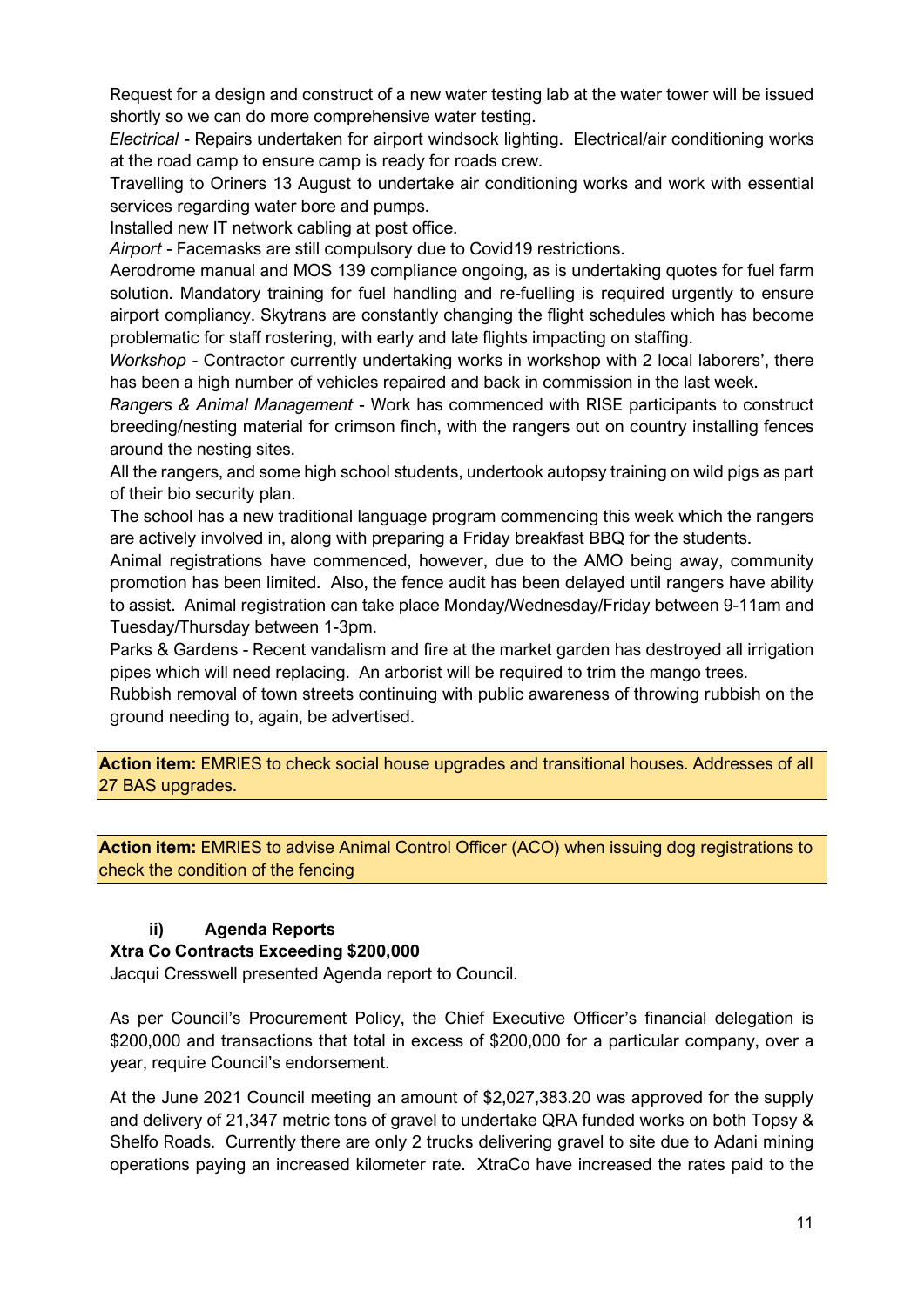Request for a design and construct of a new water testing lab at the water tower will be issued shortly so we can do more comprehensive water testing.

*Electrical* - Repairs undertaken for airport windsock lighting. Electrical/air conditioning works at the road camp to ensure camp is ready for roads crew.

Travelling to Oriners 13 August to undertake air conditioning works and work with essential services regarding water bore and pumps.

Installed new IT network cabling at post office.

*Airport* - Facemasks are still compulsory due to Covid19 restrictions.

Aerodrome manual and MOS 139 compliance ongoing, as is undertaking quotes for fuel farm solution. Mandatory training for fuel handling and re-fuelling is required urgently to ensure airport compliancy. Skytrans are constantly changing the flight schedules which has become problematic for staff rostering, with early and late flights impacting on staffing.

*Workshop* - Contractor currently undertaking works in workshop with 2 local laborers', there has been a high number of vehicles repaired and back in commission in the last week.

*Rangers & Animal Management* - Work has commenced with RISE participants to construct breeding/nesting material for crimson finch, with the rangers out on country installing fences around the nesting sites.

All the rangers, and some high school students, undertook autopsy training on wild pigs as part of their bio security plan.

The school has a new traditional language program commencing this week which the rangers are actively involved in, along with preparing a Friday breakfast BBQ for the students.

Animal registrations have commenced, however, due to the AMO being away, community promotion has been limited. Also, the fence audit has been delayed until rangers have ability to assist. Animal registration can take place Monday/Wednesday/Friday between 9-11am and Tuesday/Thursday between 1-3pm.

Parks & Gardens - Recent vandalism and fire at the market garden has destroyed all irrigation pipes which will need replacing. An arborist will be required to trim the mango trees.

Rubbish removal of town streets continuing with public awareness of throwing rubbish on the ground needing to, again, be advertised.

**Action item:** EMRIES to check social house upgrades and transitional houses. Addresses of all 27 BAS upgrades.

**Action item:** EMRIES to advise Animal Control Officer (ACO) when issuing dog registrations to check the condition of the fencing

### ii) Agenda Reports

**Xtra Co Contracts Exceeding $200,000**

Jacqui Cresswell presented Agenda report to Council.

As per Council's Procurement Policy, the Chief Executive Officer's financial delegation is $200,000 and transactions that total in excess of $200,000 for a particular company, over a year, require Council's endorsement.

At the June 2021 Council meeting an amount of $2,027,383.20 was approved for the supply and delivery of 21,347 metric tons of gravel to undertake QRA funded works on both Topsy & Shelfo Roads. Currently there are only 2 trucks delivering gravel to site due to Adani mining operations paying an increased kilometer rate. XtraCo have increased the rates paid to the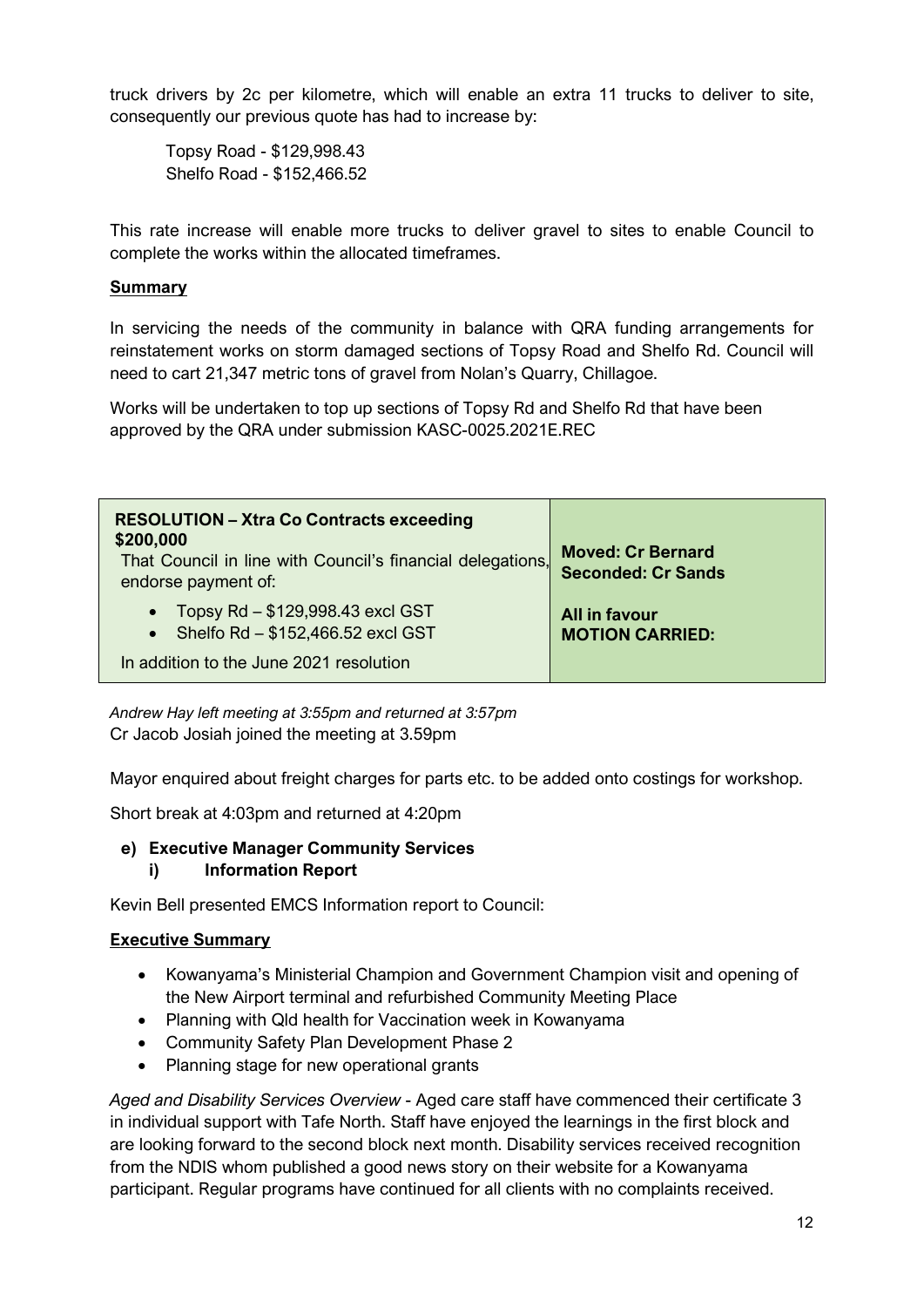truck drivers by 2c per kilometre, which will enable an extra 11 trucks to deliver to site, consequently our previous quote has had to increase by:

Topsy Road - $129,998.43
Shelfo Road - $152,466.52

This rate increase will enable more trucks to deliver gravel to sites to enable Council to complete the works within the allocated timeframes.

**Summary**

In servicing the needs of the community in balance with QRA funding arrangements for reinstatement works on storm damaged sections of Topsy Road and Shelfo Rd. Council will need to cart 21,347 metric tons of gravel from Nolan's Quarry, Chillagoe.

Works will be undertaken to top up sections of Topsy Rd and Shelfo Rd that have been approved by the QRA under submission KASC-0025.2021E.REC

| **RESOLUTION – Xtra Co Contracts exceeding $200,000**<br>That Council in line with Council's financial delegations, endorse payment of:<br>• Topsy Rd – $129,998.43 excl GST<br>• Shelfo Rd – $152,466.52 excl GST<br>In addition to the June 2021 resolution | **Moved: Cr Bernard**<br>**Seconded: Cr Sands**<br><br>**All in favour**<br>**MOTION CARRIED:** |
|---|---|

*Andrew Hay left meeting at 3:55pm and returned at 3:57pm*
Cr Jacob Josiah joined the meeting at 3.59pm

Mayor enquired about freight charges for parts etc. to be added onto costings for workshop.

Short break at 4:03pm and returned at 4:20pm

**e) Executive Manager Community Services**
**i) Information Report**

Kevin Bell presented EMCS Information report to Council:

**Executive Summary**

- Kowanyama's Ministerial Champion and Government Champion visit and opening of the New Airport terminal and refurbished Community Meeting Place
- Planning with Qld health for Vaccination week in Kowanyama
- Community Safety Plan Development Phase 2
- Planning stage for new operational grants

*Aged and Disability Services Overview* - Aged care staff have commenced their certificate 3 in individual support with Tafe North. Staff have enjoyed the learnings in the first block and are looking forward to the second block next month. Disability services received recognition from the NDIS whom published a good news story on their website for a Kowanyama participant. Regular programs have continued for all clients with no complaints received.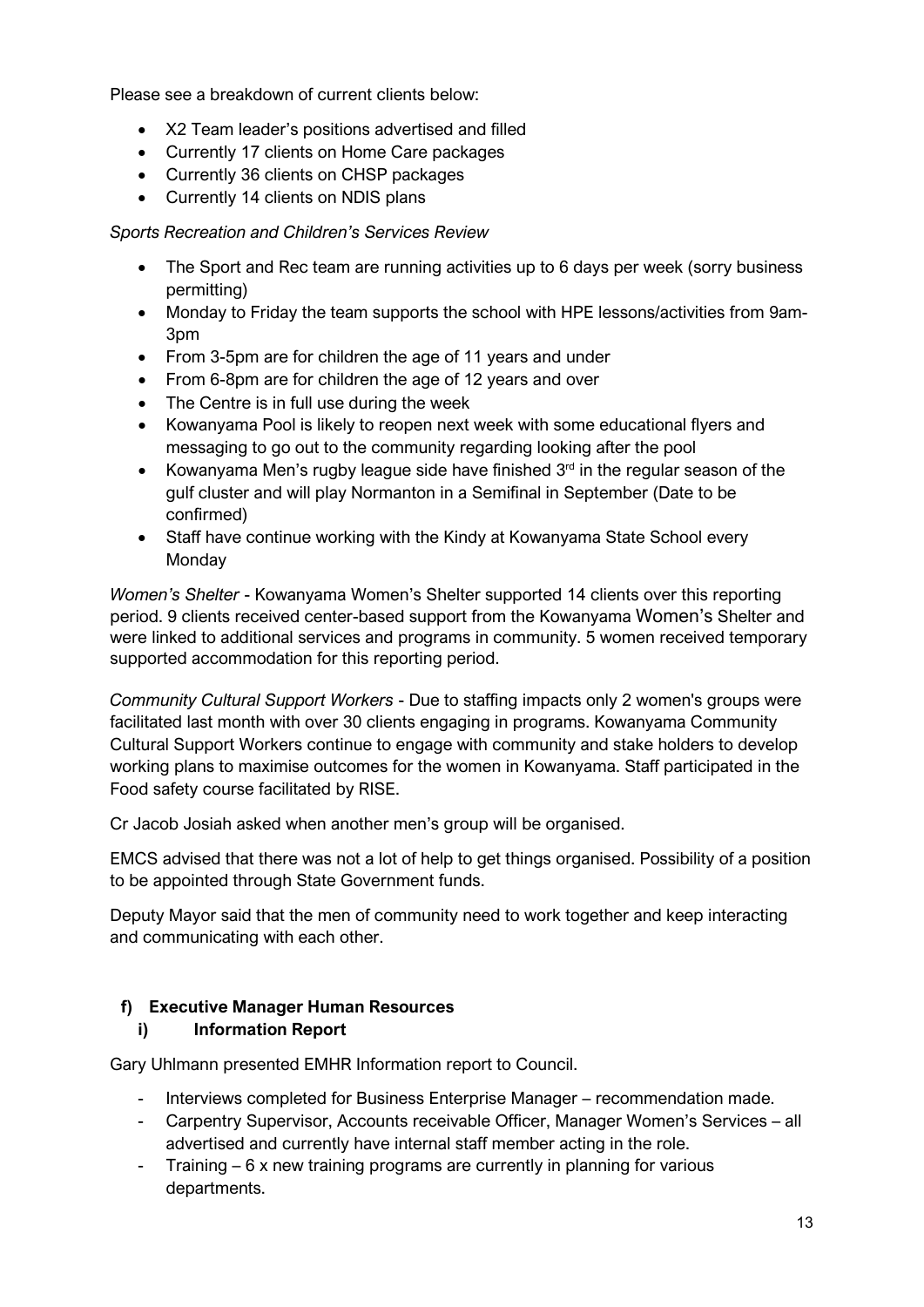Please see a breakdown of current clients below:

- X2 Team leader's positions advertised and filled
- Currently 17 clients on Home Care packages
- Currently 36 clients on CHSP packages
- Currently 14 clients on NDIS plans

*Sports Recreation and Children's Services Review*

- The Sport and Rec team are running activities up to 6 days per week (sorry business permitting)
- Monday to Friday the team supports the school with HPE lessons/activities from 9am-3pm
- From 3-5pm are for children the age of 11 years and under
- From 6-8pm are for children the age of 12 years and over
- The Centre is in full use during the week
- Kowanyama Pool is likely to reopen next week with some educational flyers and messaging to go out to the community regarding looking after the pool
- Kowanyama Men's rugby league side have finished 3rd in the regular season of the gulf cluster and will play Normanton in a Semifinal in September (Date to be confirmed)
- Staff have continue working with the Kindy at Kowanyama State School every Monday

*Women's Shelter* - Kowanyama Women's Shelter supported 14 clients over this reporting period. 9 clients received center-based support from the Kowanyama Women's Shelter and were linked to additional services and programs in community. 5 women received temporary supported accommodation for this reporting period.

*Community Cultural Support Workers* - Due to staffing impacts only 2 women's groups were facilitated last month with over 30 clients engaging in programs. Kowanyama Community Cultural Support Workers continue to engage with community and stake holders to develop working plans to maximise outcomes for the women in Kowanyama. Staff participated in the Food safety course facilitated by RISE.

Cr Jacob Josiah asked when another men's group will be organised.

EMCS advised that there was not a lot of help to get things organised. Possibility of a position to be appointed through State Government funds.

Deputy Mayor said that the men of community need to work together and keep interacting and communicating with each other.

**f) Executive Manager Human Resources**

**i) Information Report**

Gary Uhlmann presented EMHR Information report to Council.

- Interviews completed for Business Enterprise Manager – recommendation made.
- Carpentry Supervisor, Accounts receivable Officer, Manager Women's Services – all advertised and currently have internal staff member acting in the role.
- Training – 6 x new training programs are currently in planning for various departments.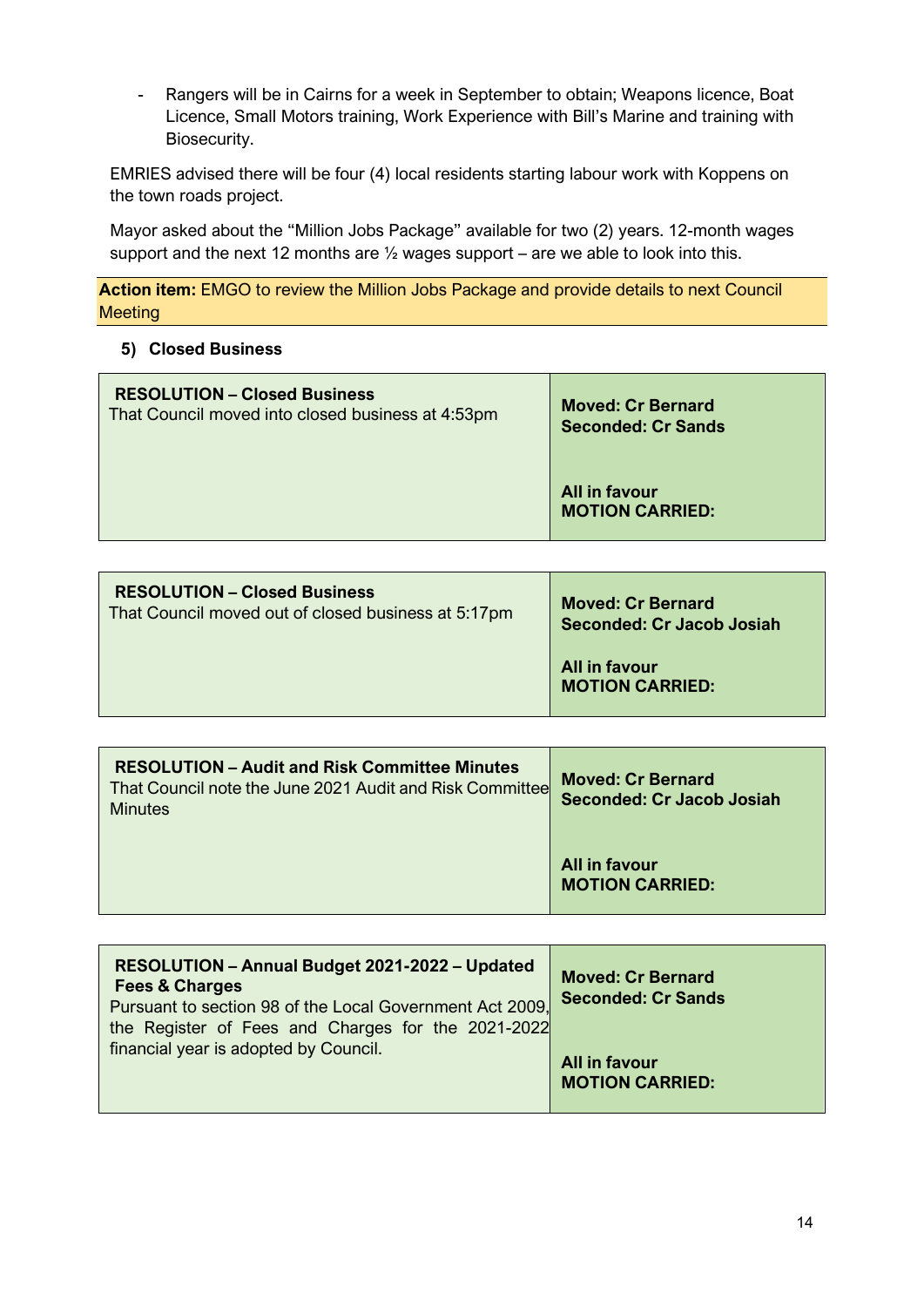- Rangers will be in Cairns for a week in September to obtain; Weapons licence, Boat Licence, Small Motors training, Work Experience with Bill's Marine and training with Biosecurity.

EMRIES advised there will be four (4) local residents starting labour work with Koppens on the town roads project.

Mayor asked about the "Million Jobs Package" available for two (2) years. 12-month wages support and the next 12 months are ½ wages support – are we able to look into this.

**Action item:** EMGO to review the Million Jobs Package and provide details to next Council Meeting

### 5) Closed Business

| **RESOLUTION – Closed Business**<br>That Council moved into closed business at 4:53pm | **Moved: Cr Bernard**<br>**Seconded: Cr Sands**<br><br>**All in favour**<br>**MOTION CARRIED:** |
|---|---|

| **RESOLUTION – Closed Business**<br>That Council moved out of closed business at 5:17pm | **Moved: Cr Bernard**<br>**Seconded: Cr Jacob Josiah**<br><br>**All in favour**<br>**MOTION CARRIED:** |
|---|---|

| **RESOLUTION – Audit and Risk Committee Minutes**<br>That Council note the June 2021 Audit and Risk Committee Minutes | **Moved: Cr Bernard**<br>**Seconded: Cr Jacob Josiah**<br><br>**All in favour**<br>**MOTION CARRIED:** |
|---|---|

| **RESOLUTION – Annual Budget 2021-2022 – Updated Fees & Charges**<br>Pursuant to section 98 of the Local Government Act 2009, the Register of Fees and Charges for the 2021-2022 financial year is adopted by Council. | **Moved: Cr Bernard**<br>**Seconded: Cr Sands**<br><br>**All in favour**<br>**MOTION CARRIED:** |
|---|---|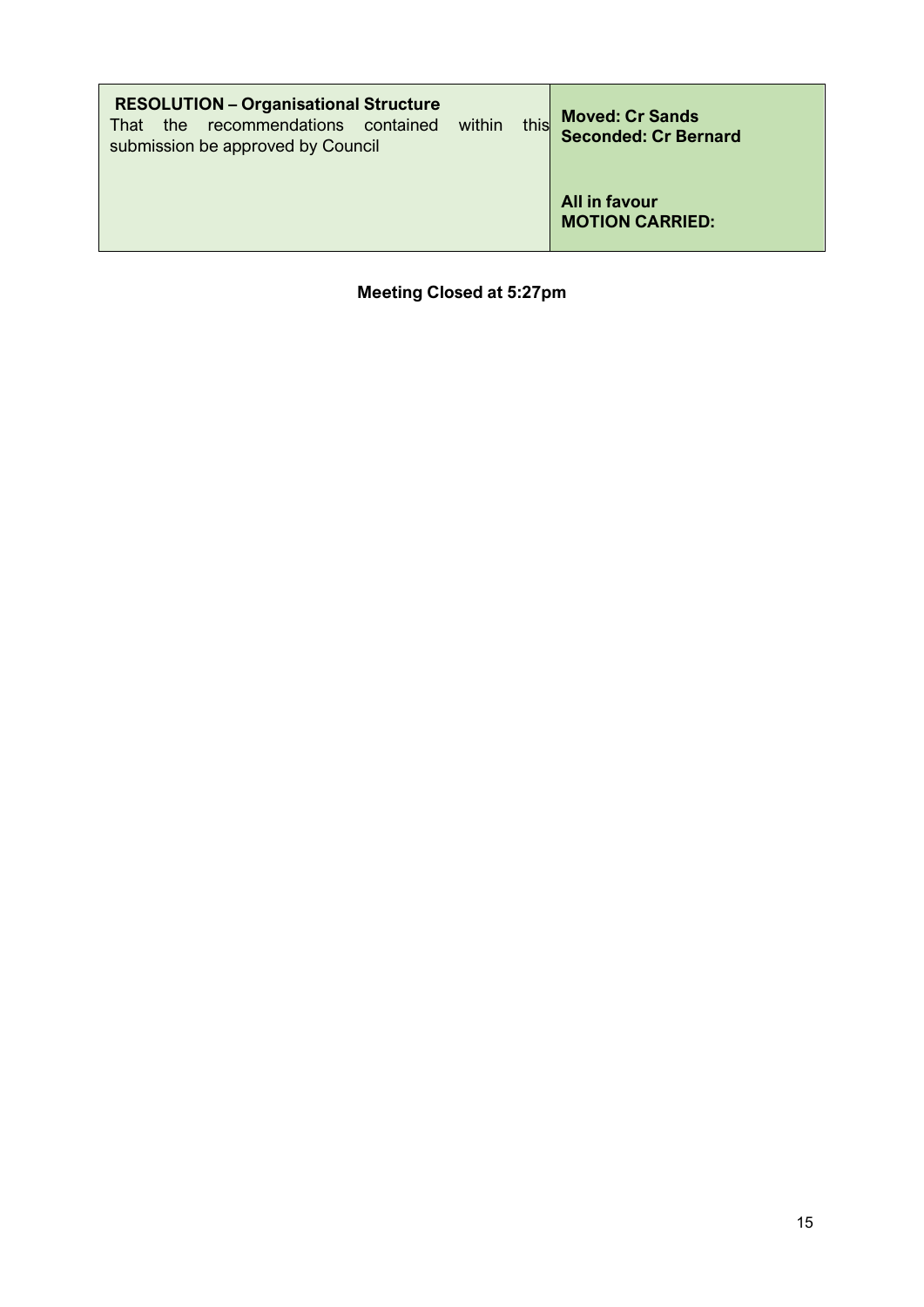| | |
|---|---|
| **RESOLUTION – Organisational Structure**<br>That the recommendations contained within this submission be approved by Council | **Moved: Cr Sands**<br>**Seconded: Cr Bernard**<br><br>**All in favour**<br>**MOTION CARRIED:** |

**Meeting Closed at 5:27pm**